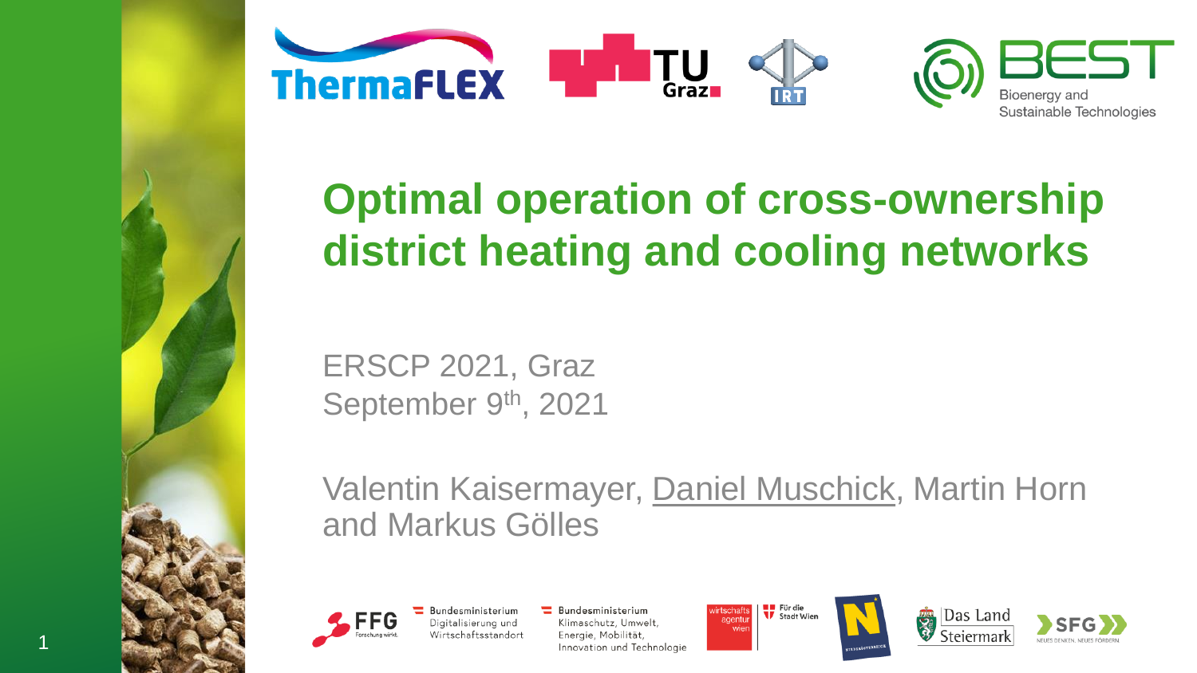# Optimal operation of cross-ownership district heating and cooling networks

ERSCP 2021, Graz
September 9th, 2021

Valentin Kaisermayer, Daniel Muschick, Martin Horn and Markus Gölles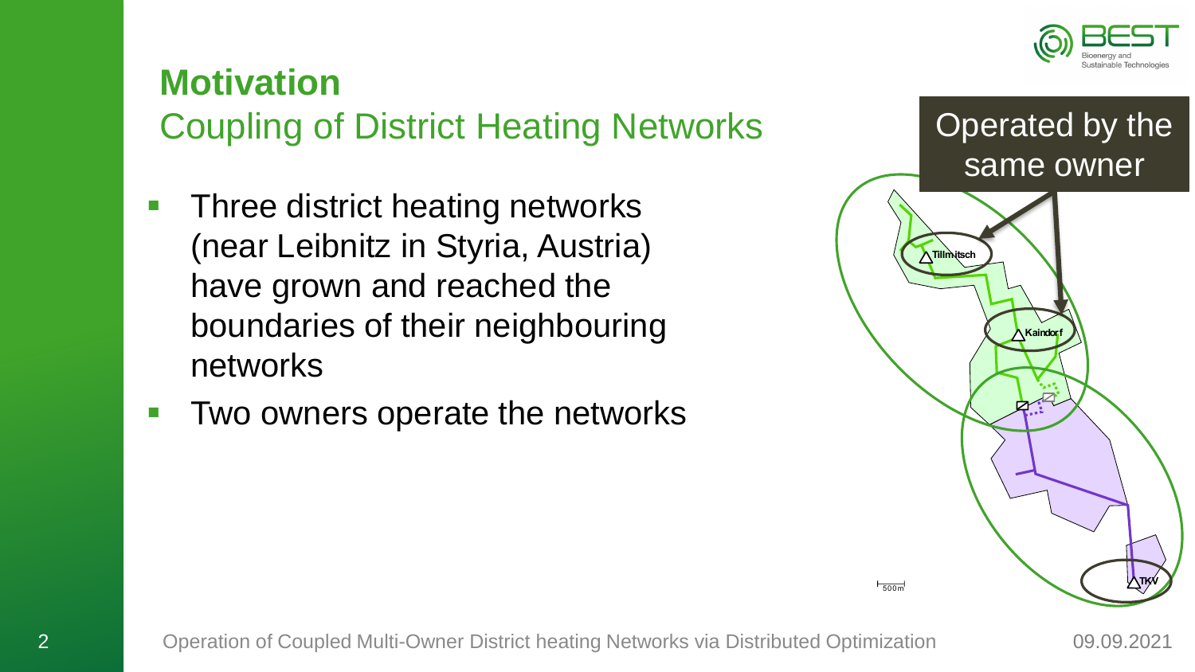# Motivation

## Coupling of District Heating Networks

- Three district heating networks (near Leibnitz in Styria, Austria) have grown and reached the boundaries of their neighbouring networks
- Two owners operate the networks

Operated by the same owner

Tillmitsch

Kaindorf

TKV

500m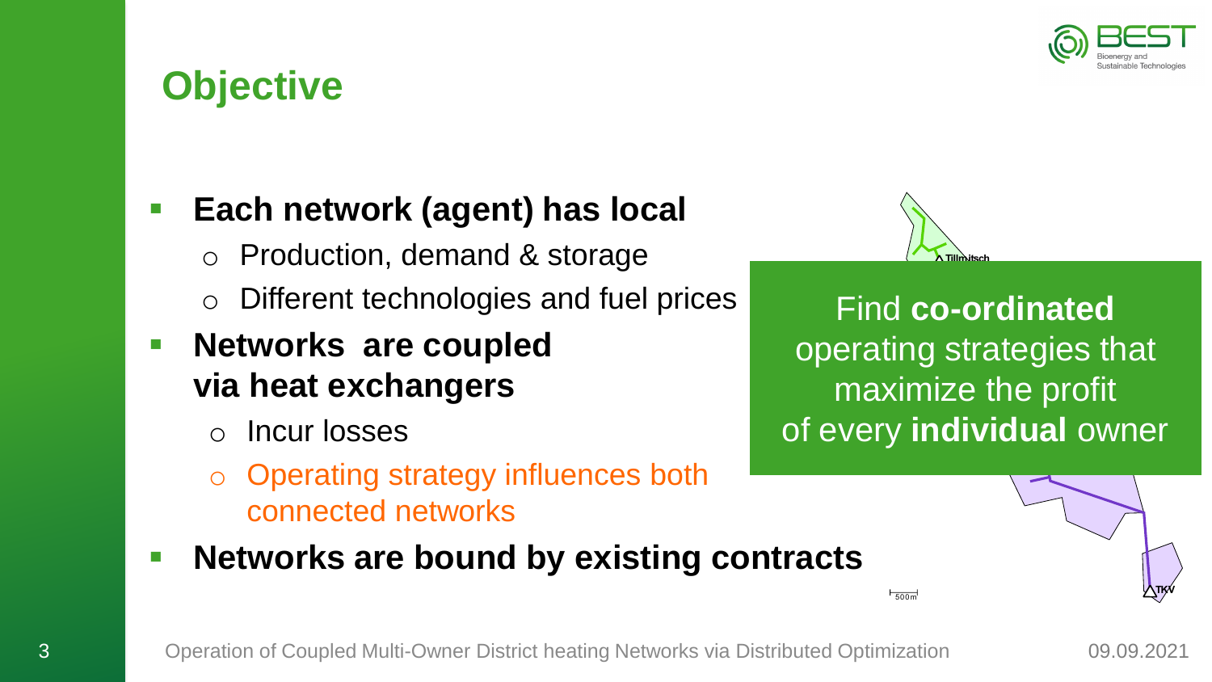# Objective

- **Each network (agent) has local**
  - Production, demand & storage
  - Different technologies and fuel prices
- **Networks are coupled via heat exchangers**
  - Incur losses
  - Operating strategy influences both connected networks
- **Networks are bound by existing contracts**

Find **co-ordinated** operating strategies that maximize the profit of every **individual** owner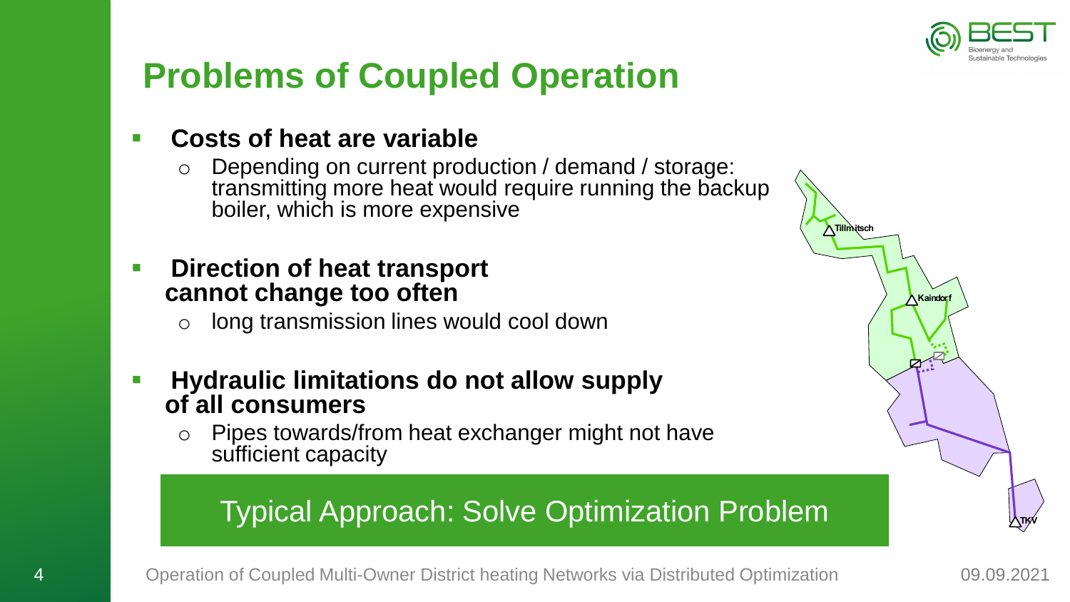# Problems of Coupled Operation

- **Costs of heat are variable**
  - Depending on current production / demand / storage: transmitting more heat would require running the backup boiler, which is more expensive
- **Direction of heat transport cannot change too often**
  - long transmission lines would cool down
- **Hydraulic limitations do not allow supply of all consumers**
  - Pipes towards/from heat exchanger might not have sufficient capacity

Typical Approach: Solve Optimization Problem

Tillmitsch

Kaindorf

TKV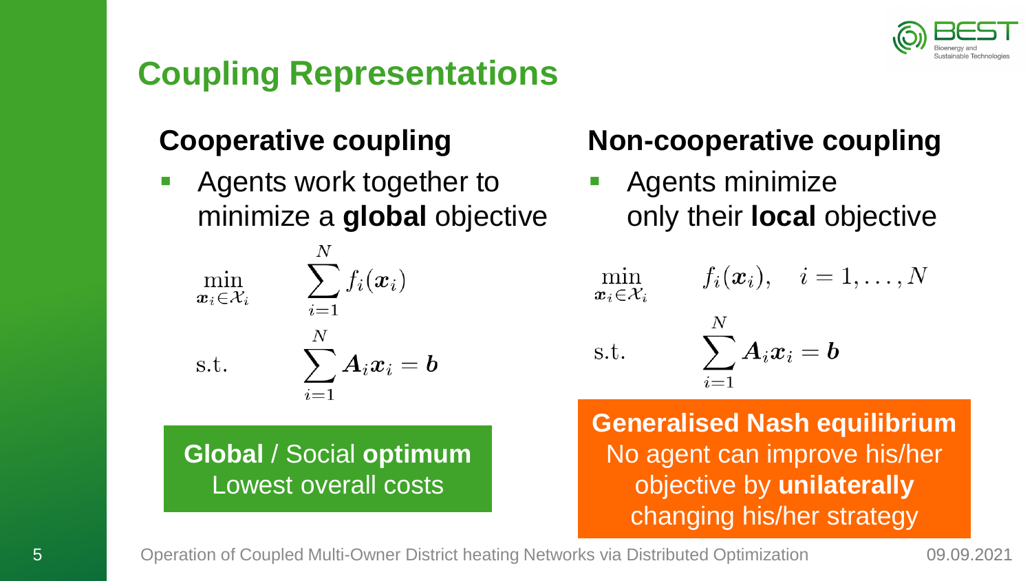# Coupling Representations

## Cooperative coupling

- Agents work together to minimize a **global** objective

$$
\begin{aligned}
\min_{\boldsymbol{x}_i \in \mathcal{X}_i} \quad & \sum_{i=1}^{N} f_i(\boldsymbol{x}_i) \\
\text{s.t.} \quad & \sum_{i=1}^{N} \boldsymbol{A}_i \boldsymbol{x}_i = \boldsymbol{b}
\end{aligned}
$$

**Global** / Social **optimum**
Lowest overall costs

## Non-cooperative coupling

- Agents minimize only their **local** objective

$$
\begin{aligned}
\min_{\boldsymbol{x}_i \in \mathcal{X}_i} \quad & f_i(\boldsymbol{x}_i), \quad i = 1, \ldots, N \\
\text{s.t.} \quad & \sum_{i=1}^{N} \boldsymbol{A}_i \boldsymbol{x}_i = \boldsymbol{b}
\end{aligned}
$$

**Generalised Nash equilibrium**
No agent can improve his/her objective by **unilaterally** changing his/her strategy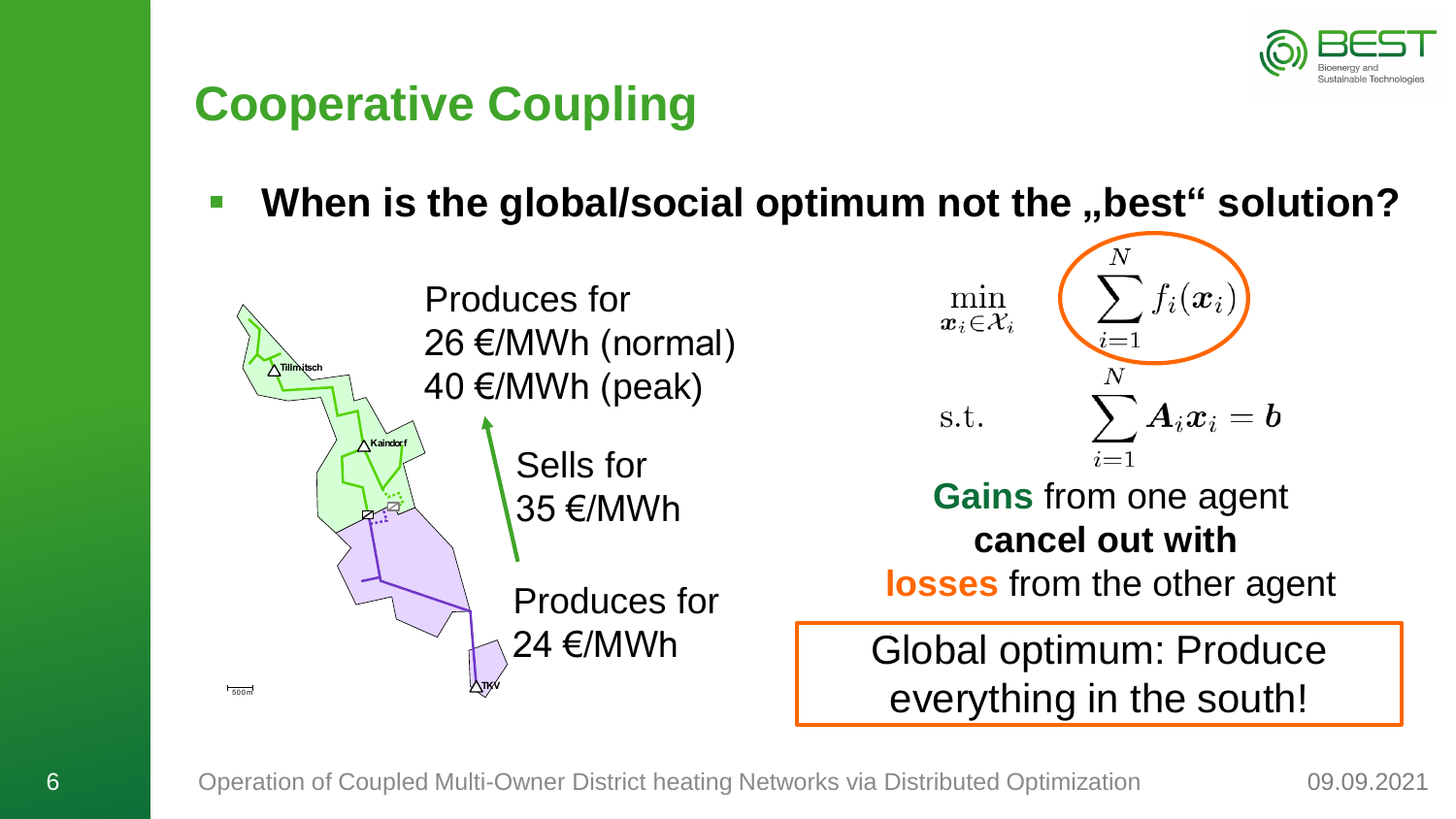# Cooperative Coupling

- **When is the global/social optimum not the „best“ solution?**

Tillmitsch

Kaindorf

TKV

500m

Produces for
26 €/MWh (normal)
40 €/MWh (peak)

Sells for
35 €/MWh

Produces for
24 €/MWh

$$\min_{\boldsymbol{x}_i \in \mathcal{X}_i} \quad \sum_{i=1}^{N} f_i(\boldsymbol{x}_i)$$

$$\text{s.t.} \quad \sum_{i=1}^{N} \boldsymbol{A}_i \boldsymbol{x}_i = \boldsymbol{b}$$

**Gains** from one agent **cancel out with** **losses** from the other agent

Global optimum: Produce everything in the south!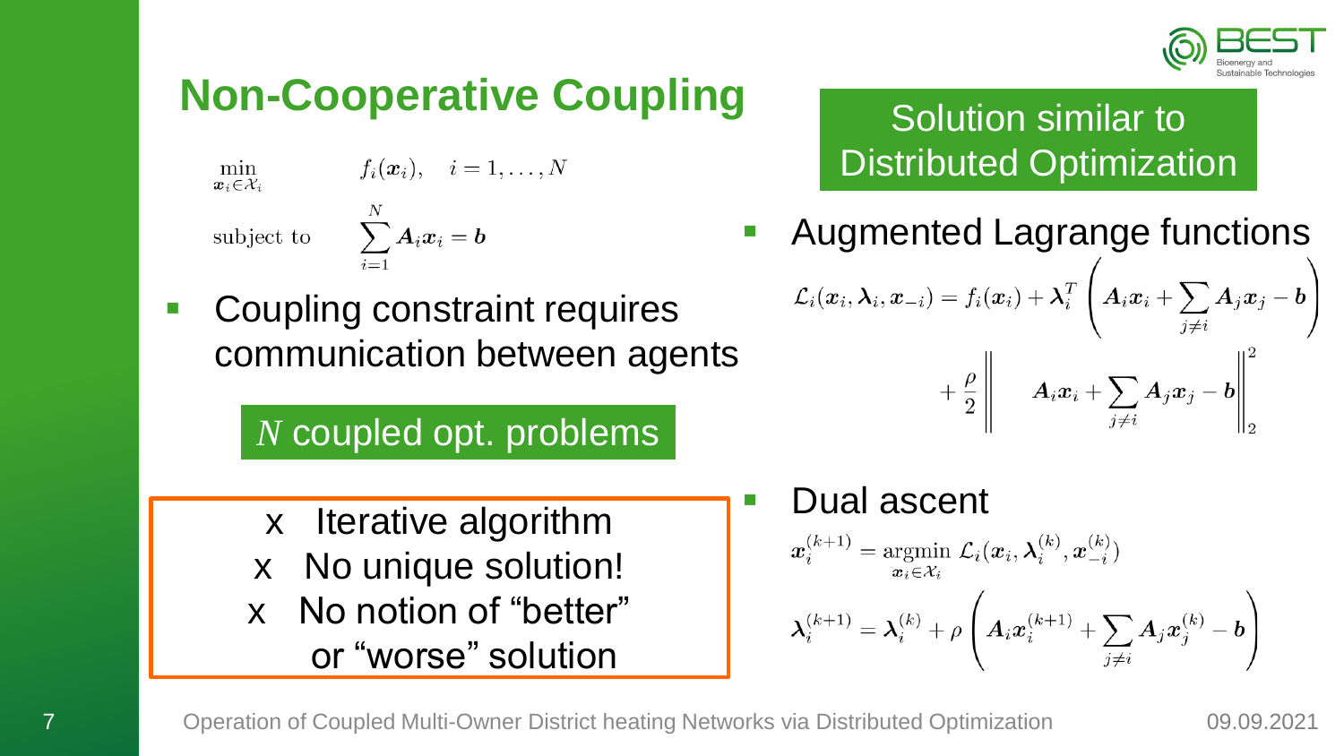# Non-Cooperative Coupling

$$\min_{\boldsymbol{x}_i \in \mathcal{X}_i} \quad f_i(\boldsymbol{x}_i), \quad i = 1, \dots, N$$

$$\text{subject to} \quad \sum_{i=1}^{N} \boldsymbol{A}_i \boldsymbol{x}_i = \boldsymbol{b}$$

- Coupling constraint requires communication between agents

*N* coupled opt. problems

- x Iterative algorithm
- x No unique solution!
- x No notion of “better” or “worse” solution

Solution similar to Distributed Optimization

- Augmented Lagrange functions

$$\mathcal{L}_i(\boldsymbol{x}_i, \boldsymbol{\lambda}_i, \boldsymbol{x}_{-i}) = f_i(\boldsymbol{x}_i) + \boldsymbol{\lambda}_i^T \left( \boldsymbol{A}_i \boldsymbol{x}_i + \sum_{j \neq i} \boldsymbol{A}_j \boldsymbol{x}_j - \boldsymbol{b} \right) + \frac{\rho}{2} \left\| \boldsymbol{A}_i \boldsymbol{x}_i + \sum_{j \neq i} \boldsymbol{A}_j \boldsymbol{x}_j - \boldsymbol{b} \right\|_2^2$$

- Dual ascent

$$\boldsymbol{x}_i^{(k+1)} = \underset{\boldsymbol{x}_i \in \mathcal{X}_i}{\operatorname{argmin}} \; \mathcal{L}_i(\boldsymbol{x}_i, \boldsymbol{\lambda}_i^{(k)}, \boldsymbol{x}_{-i}^{(k)})$$

$$\boldsymbol{\lambda}_i^{(k+1)} = \boldsymbol{\lambda}_i^{(k)} + \rho \left( \boldsymbol{A}_i \boldsymbol{x}_i^{(k+1)} + \sum_{j \neq i} \boldsymbol{A}_j \boldsymbol{x}_j^{(k)} - \boldsymbol{b} \right)$$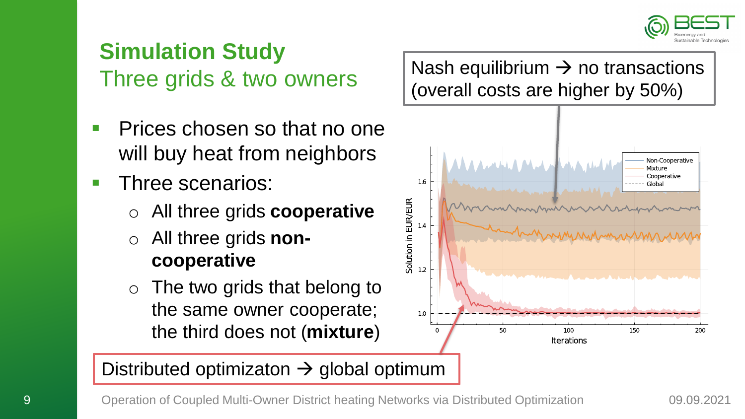# Simulation Study

## Three grids & two owners

- Prices chosen so that no one will buy heat from neighbors
- Three scenarios:
  - All three grids **cooperative**
  - All three grids **non-cooperative**
  - The two grids that belong to the same owner cooperate; the third does not (**mixture**)

Nash equilibrium → no transactions (overall costs are higher by 50%)

Distributed optimizaton → global optimum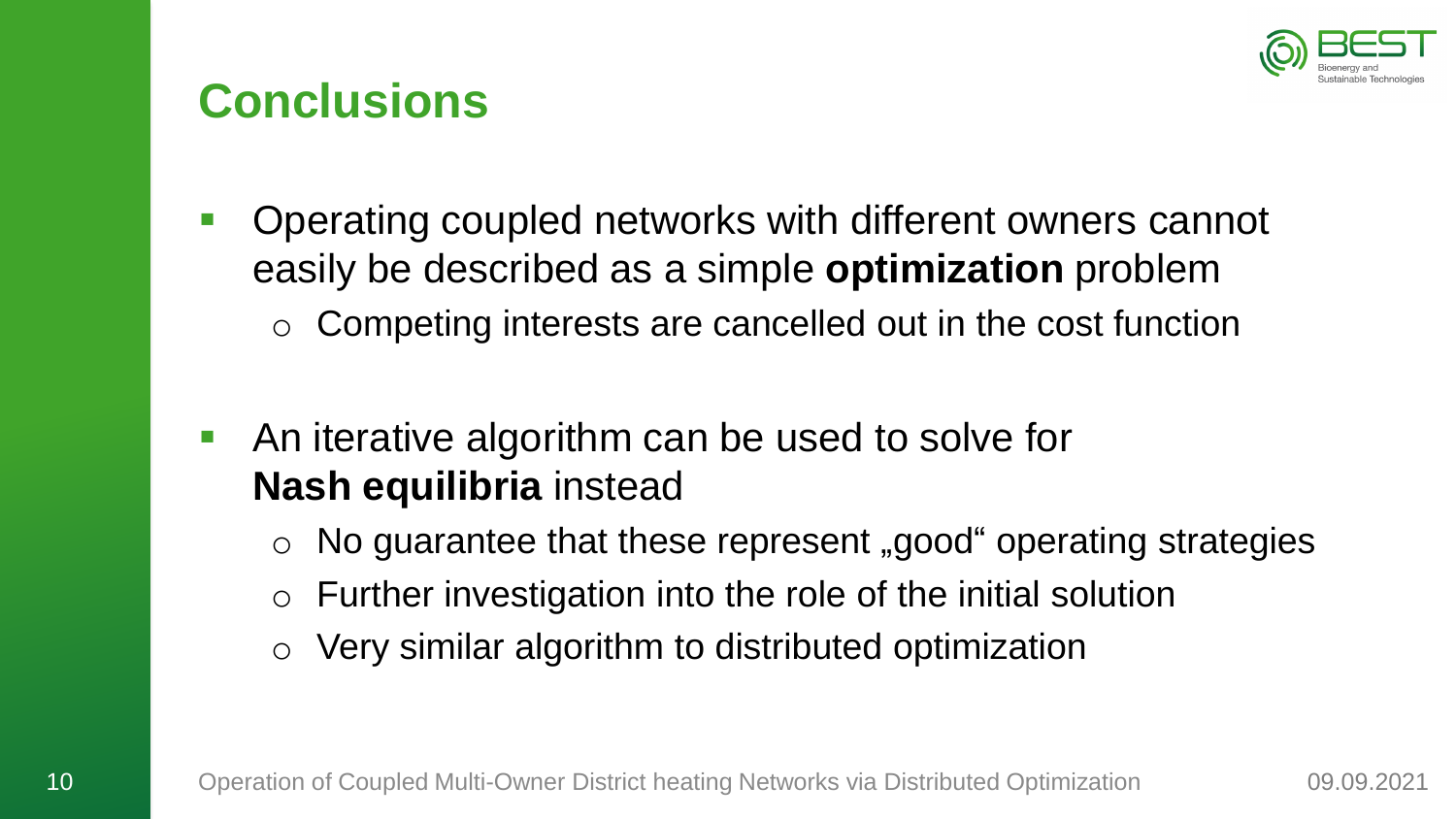# Conclusions

- Operating coupled networks with different owners cannot easily be described as a simple **optimization** problem
  - Competing interests are cancelled out in the cost function

- An iterative algorithm can be used to solve for **Nash equilibria** instead
  - No guarantee that these represent „good" operating strategies
  - Further investigation into the role of the initial solution
  - Very similar algorithm to distributed optimization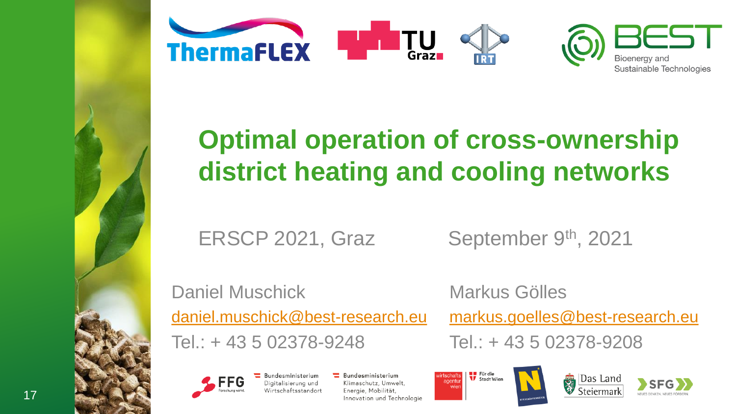# Optimal operation of cross-ownership district heating and cooling networks

ERSCP 2021, Graz

September 9th, 2021

Daniel Muschick

daniel.muschick@best-research.eu

Tel.: + 43 5 02378-9248

Markus Gölles

markus.goelles@best-research.eu

Tel.: + 43 5 02378-9208